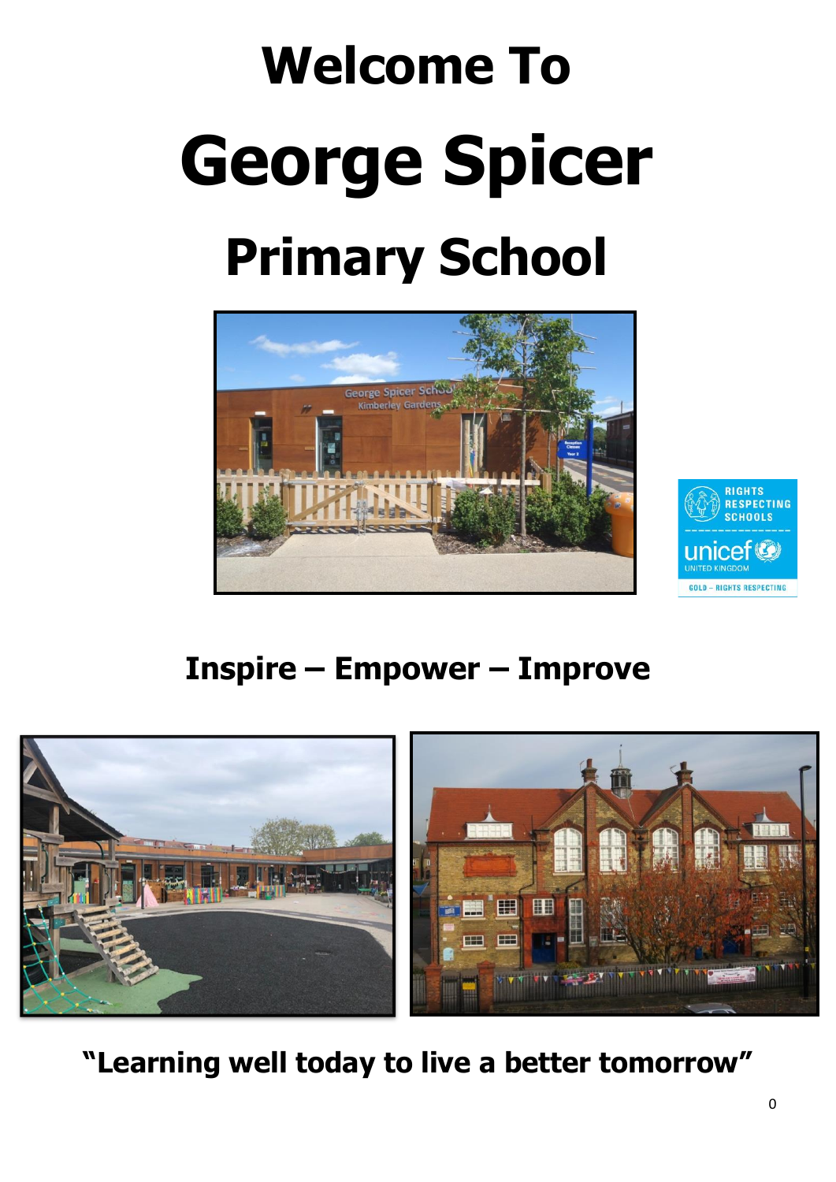# Welcome To

# George Spicer

# Primary School

## Inspire – Empower – Improve

**"Learning well today to live a better tomorrow"**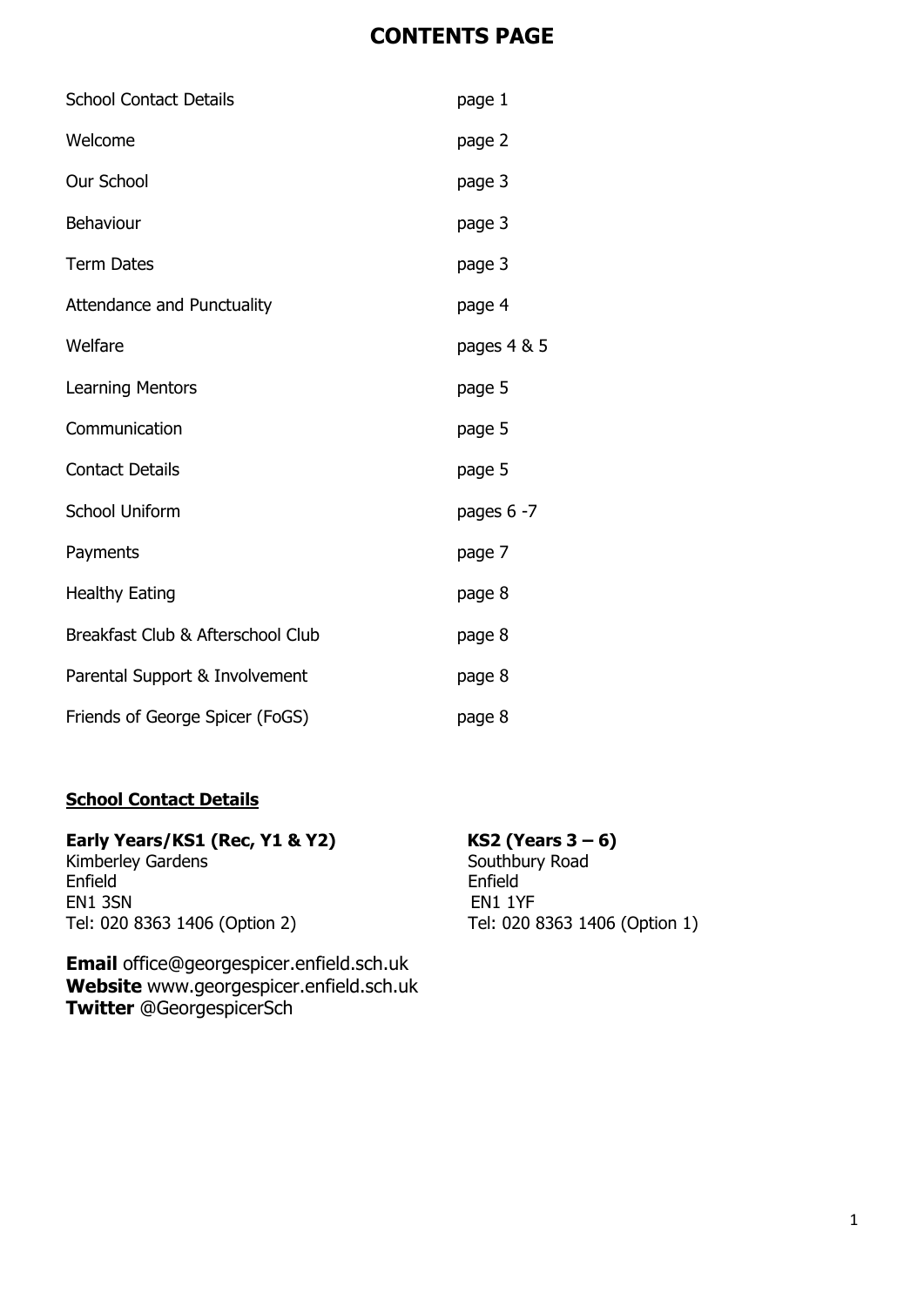# CONTENTS PAGE

| | |
|---|---|
| School Contact Details | page 1 |
| Welcome | page 2 |
| Our School | page 3 |
| Behaviour | page 3 |
| Term Dates | page 3 |
| Attendance and Punctuality | page 4 |
| Welfare | pages 4 & 5 |
| Learning Mentors | page 5 |
| Communication | page 5 |
| Contact Details | page 5 |
| School Uniform | pages 6 -7 |
| Payments | page 7 |
| Healthy Eating | page 8 |
| Breakfast Club & Afterschool Club | page 8 |
| Parental Support & Involvement | page 8 |
| Friends of George Spicer (FoGS) | page 8 |

## School Contact Details

**Early Years/KS1 (Rec, Y1 & Y2)**
Kimberley Gardens
Enfield
EN1 3SN
Tel: 020 8363 1406 (Option 2)

**KS2 (Years 3 – 6)**
Southbury Road
Enfield
EN1 1YF
Tel: 020 8363 1406 (Option 1)

**Email** office@georgespicer.enfield.sch.uk
**Website** www.georgespicer.enfield.sch.uk
**Twitter** @GeorgespicerSch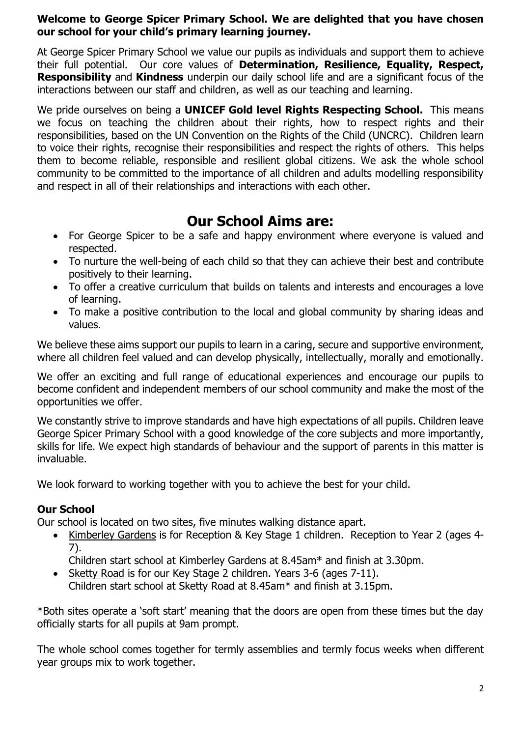**Welcome to George Spicer Primary School. We are delighted that you have chosen our school for your child's primary learning journey.**

At George Spicer Primary School we value our pupils as individuals and support them to achieve their full potential. Our core values of **Determination, Resilience, Equality, Respect, Responsibility** and **Kindness** underpin our daily school life and are a significant focus of the interactions between our staff and children, as well as our teaching and learning.

We pride ourselves on being a **UNICEF Gold level Rights Respecting School.** This means we focus on teaching the children about their rights, how to respect rights and their responsibilities, based on the UN Convention on the Rights of the Child (UNCRC). Children learn to voice their rights, recognise their responsibilities and respect the rights of others. This helps them to become reliable, responsible and resilient global citizens. We ask the whole school community to be committed to the importance of all children and adults modelling responsibility and respect in all of their relationships and interactions with each other.

## Our School Aims are:

- For George Spicer to be a safe and happy environment where everyone is valued and respected.
- To nurture the well-being of each child so that they can achieve their best and contribute positively to their learning.
- To offer a creative curriculum that builds on talents and interests and encourages a love of learning.
- To make a positive contribution to the local and global community by sharing ideas and values.

We believe these aims support our pupils to learn in a caring, secure and supportive environment, where all children feel valued and can develop physically, intellectually, morally and emotionally.

We offer an exciting and full range of educational experiences and encourage our pupils to become confident and independent members of our school community and make the most of the opportunities we offer.

We constantly strive to improve standards and have high expectations of all pupils. Children leave George Spicer Primary School with a good knowledge of the core subjects and more importantly, skills for life. We expect high standards of behaviour and the support of parents in this matter is invaluable.

We look forward to working together with you to achieve the best for your child.

### Our School

Our school is located on two sites, five minutes walking distance apart.

- Kimberley Gardens is for Reception & Key Stage 1 children. Reception to Year 2 (ages 4-7).
  Children start school at Kimberley Gardens at 8.45am* and finish at 3.30pm.
- Sketty Road is for our Key Stage 2 children. Years 3-6 (ages 7-11).
  Children start school at Sketty Road at 8.45am* and finish at 3.15pm.

*Both sites operate a 'soft start' meaning that the doors are open from these times but the day officially starts for all pupils at 9am prompt.

The whole school comes together for termly assemblies and termly focus weeks when different year groups mix to work together.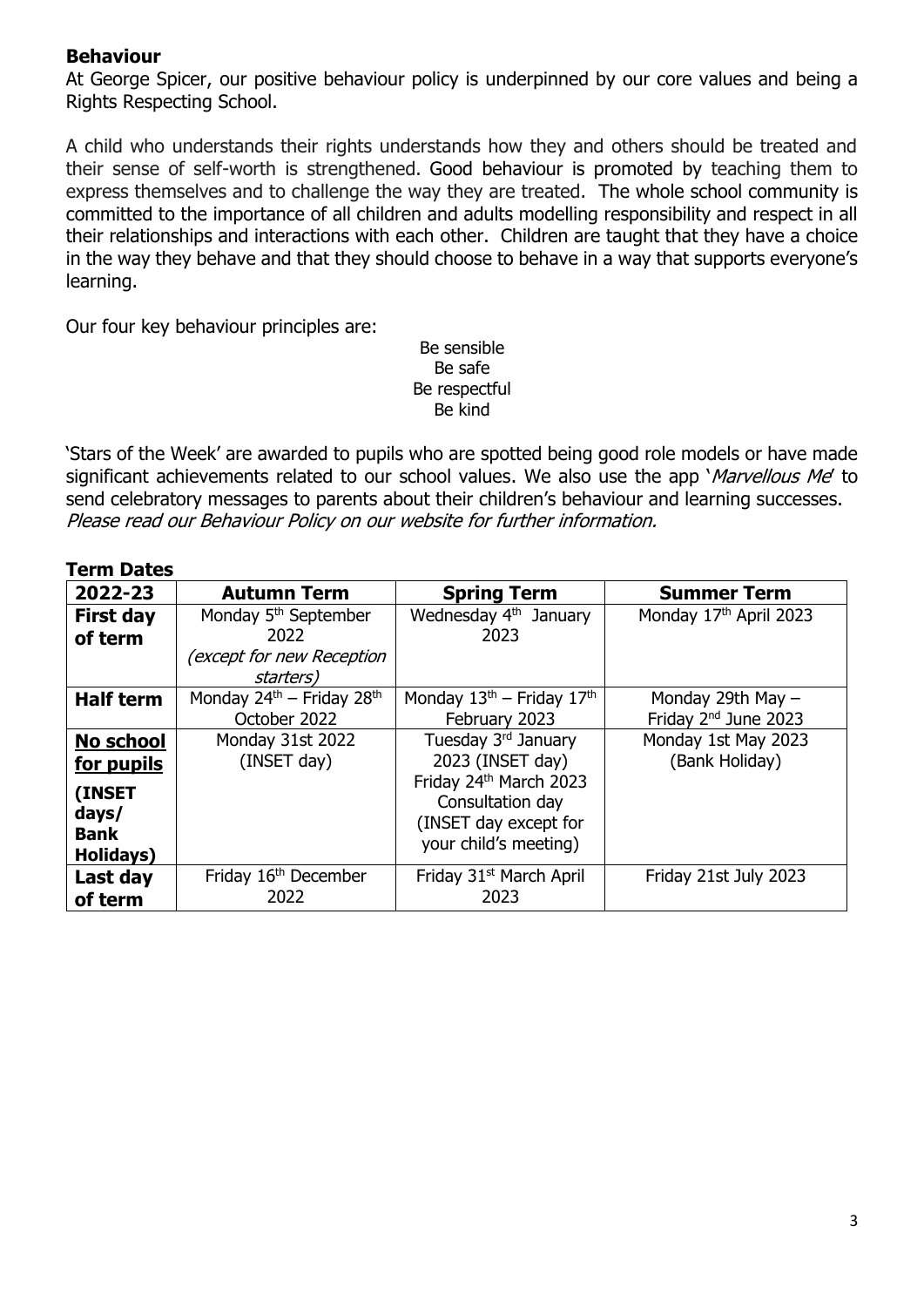**Behaviour**

At George Spicer, our positive behaviour policy is underpinned by our core values and being a Rights Respecting School.

A child who understands their rights understands how they and others should be treated and their sense of self-worth is strengthened. Good behaviour is promoted by teaching them to express themselves and to challenge the way they are treated. The whole school community is committed to the importance of all children and adults modelling responsibility and respect in all their relationships and interactions with each other. Children are taught that they have a choice in the way they behave and that they should choose to behave in a way that supports everyone's learning.

Our four key behaviour principles are:

Be sensible
Be safe
Be respectful
Be kind

'Stars of the Week' are awarded to pupils who are spotted being good role models or have made significant achievements related to our school values. We also use the app '*Marvellous Me*' to send celebratory messages to parents about their children's behaviour and learning successes. *Please read our Behaviour Policy on our website for further information.*

**Term Dates**

| 2022-23 | Autumn Term | Spring Term | Summer Term |
|---|---|---|---|
| **First day of term** | Monday 5th September 2022 *(except for new Reception starters)* | Wednesday 4th January 2023 | Monday 17th April 2023 |
| **Half term** | Monday 24th – Friday 28th October 2022 | Monday 13th – Friday 17th February 2023 | Monday 29th May – Friday 2nd June 2023 |
| **No school for pupils (INSET days/ Bank Holidays)** | Monday 31st 2022 (INSET day) | Tuesday 3rd January 2023 (INSET day) Friday 24th March 2023 Consultation day (INSET day except for your child's meeting) | Monday 1st May 2023 (Bank Holiday) |
| **Last day of term** | Friday 16th December 2022 | Friday 31st March April 2023 | Friday 21st July 2023 |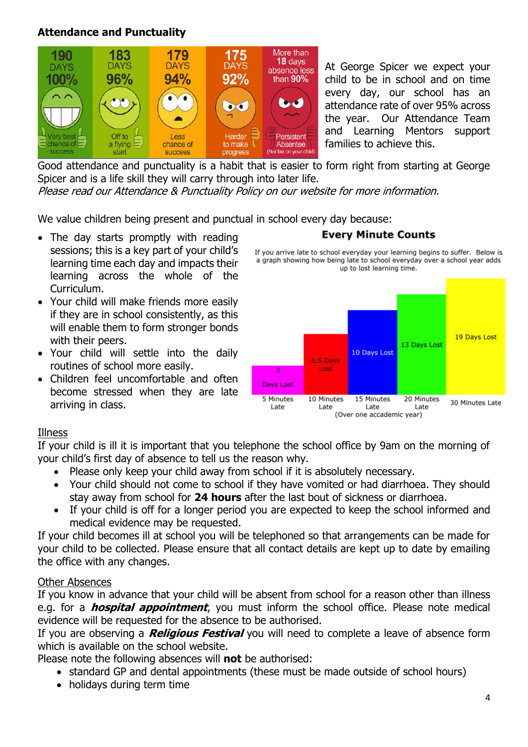**Attendance and Punctuality**

| 190 DAYS 100% | 183 DAYS 96% | 179 DAYS 94% | 175 DAYS 92% | More than 18 days absence less than 90% |
|---|---|---|---|---|
| Very best chance of success | Off to a flying start | Less chance of success | Harder to make progress | Persistent Absentee (Not fair on your child) |

At George Spicer we expect your child to be in school and on time every day, our school has an attendance rate of over 95% across the year. Our Attendance Team and Learning Mentors support families to achieve this.

Good attendance and punctuality is a habit that is easier to form right from starting at George Spicer and is a life skill they will carry through into later life.

*Please read our Attendance & Punctuality Policy on our website for more information.*

We value children being present and punctual in school every day because:

- The day starts promptly with reading sessions; this is a key part of your child's learning time each day and impacts their learning across the whole of the Curriculum.
- Your child will make friends more easily if they are in school consistently, as this will enable them to form stronger bonds with their peers.
- Your child will settle into the daily routines of school more easily.
- Children feel uncomfortable and often become stressed when they are late arriving in class.

**Every Minute Counts**

If you arrive late to school everyday your learning begins to suffer. Below is a graph showing how being late to school everyday over a school year adds up to lost learning time.

| 5 Minutes Late | 10 Minutes Late | 15 Minutes Late | 20 Minutes Late | 30 Minutes Late |
|---|---|---|---|---|
| 3 Days Lost | 6.5 Days Lost | 10 Days Lost | 13 Days Lost | 19 Days Lost |

(Over one accademic year)

## Illness

If your child is ill it is important that you telephone the school office by 9am on the morning of your child's first day of absence to tell us the reason why.

- Please only keep your child away from school if it is absolutely necessary.
- Your child should not come to school if they have vomited or had diarrhoea. They should stay away from school for **24 hours** after the last bout of sickness or diarrhoea.
- If your child is off for a longer period you are expected to keep the school informed and medical evidence may be requested.

If your child becomes ill at school you will be telephoned so that arrangements can be made for your child to be collected. Please ensure that all contact details are kept up to date by emailing the office with any changes.

## Other Absences

If you know in advance that your child will be absent from school for a reason other than illness e.g. for a ***hospital appointment***, you must inform the school office. Please note medical evidence will be requested for the absence to be authorised.

If you are observing a ***Religious Festival*** you will need to complete a leave of absence form which is available on the school website.

Please note the following absences will **not** be authorised:

- standard GP and dental appointments (these must be made outside of school hours)
- holidays during term time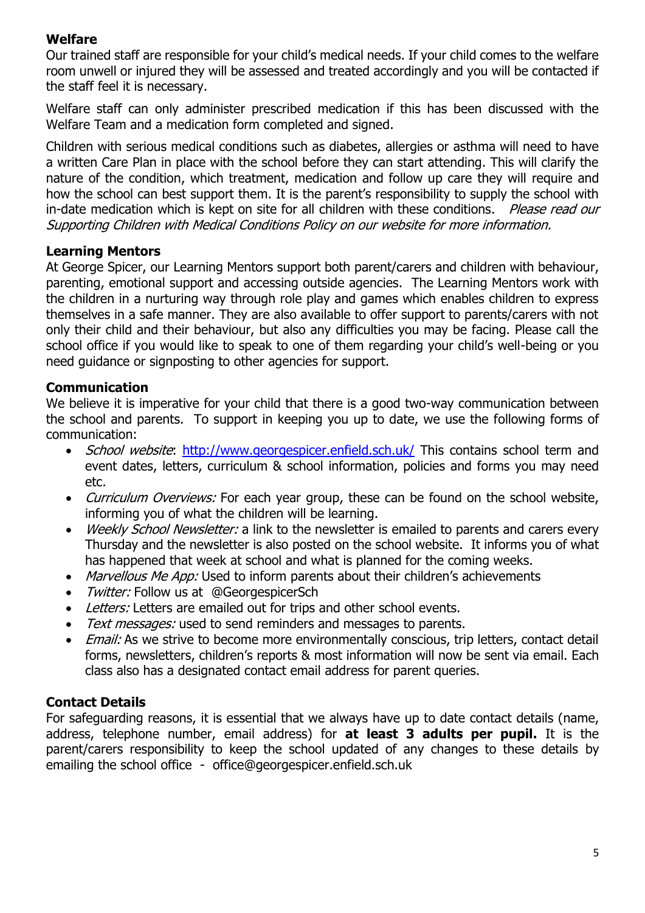## Welfare

Our trained staff are responsible for your child's medical needs. If your child comes to the welfare room unwell or injured they will be assessed and treated accordingly and you will be contacted if the staff feel it is necessary.

Welfare staff can only administer prescribed medication if this has been discussed with the Welfare Team and a medication form completed and signed.

Children with serious medical conditions such as diabetes, allergies or asthma will need to have a written Care Plan in place with the school before they can start attending. This will clarify the nature of the condition, which treatment, medication and follow up care they will require and how the school can best support them. It is the parent's responsibility to supply the school with in-date medication which is kept on site for all children with these conditions. *Please read our Supporting Children with Medical Conditions Policy on our website for more information.*

## Learning Mentors

At George Spicer, our Learning Mentors support both parent/carers and children with behaviour, parenting, emotional support and accessing outside agencies. The Learning Mentors work with the children in a nurturing way through role play and games which enables children to express themselves in a safe manner. They are also available to offer support to parents/carers with not only their child and their behaviour, but also any difficulties you may be facing. Please call the school office if you would like to speak to one of them regarding your child's well-being or you need guidance or signposting to other agencies for support.

## Communication

We believe it is imperative for your child that there is a good two-way communication between the school and parents. To support in keeping you up to date, we use the following forms of communication:

- *School website*: [http://www.georgespicer.enfield.sch.uk/](http://www.georgespicer.enfield.sch.uk/) This contains school term and event dates, letters, curriculum & school information, policies and forms you may need etc.
- *Curriculum Overviews:* For each year group, these can be found on the school website, informing you of what the children will be learning.
- *Weekly School Newsletter:* a link to the newsletter is emailed to parents and carers every Thursday and the newsletter is also posted on the school website. It informs you of what has happened that week at school and what is planned for the coming weeks.
- *Marvellous Me App:* Used to inform parents about their children's achievements
- *Twitter:* Follow us at @GeorgespicerSch
- *Letters:* Letters are emailed out for trips and other school events.
- *Text messages:* used to send reminders and messages to parents.
- *Email:* As we strive to become more environmentally conscious, trip letters, contact detail forms, newsletters, children's reports & most information will now be sent via email. Each class also has a designated contact email address for parent queries.

## Contact Details

For safeguarding reasons, it is essential that we always have up to date contact details (name, address, telephone number, email address) for **at least 3 adults per pupil.** It is the parent/carers responsibility to keep the school updated of any changes to these details by emailing the school office - office@georgespicer.enfield.sch.uk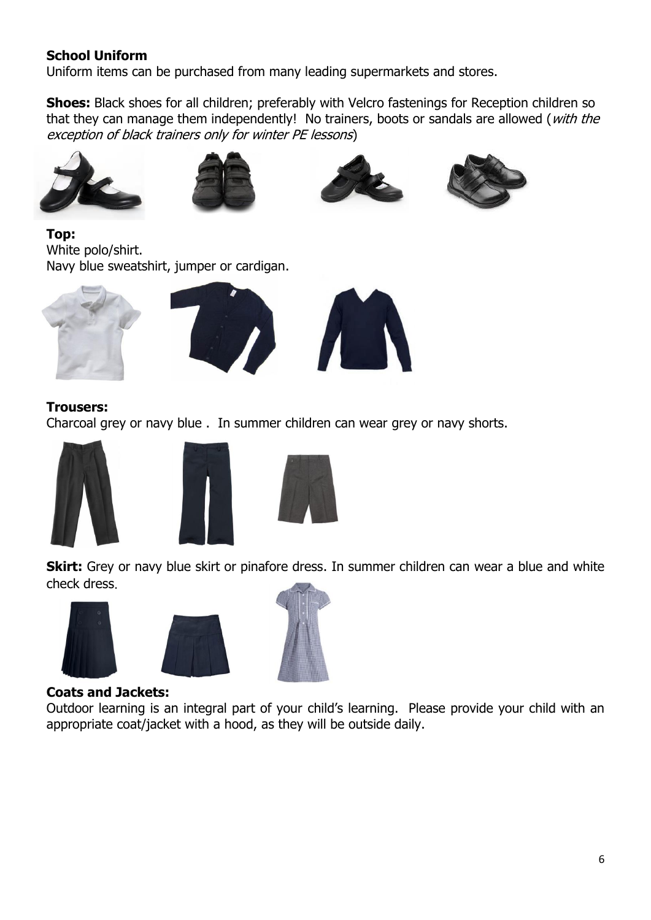## School Uniform

Uniform items can be purchased from many leading supermarkets and stores.

**Shoes:** Black shoes for all children; preferably with Velcro fastenings for Reception children so that they can manage them independently! No trainers, boots or sandals are allowed (*with the exception of black trainers only for winter PE lessons*)

**Top:**
White polo/shirt.
Navy blue sweatshirt, jumper or cardigan.

**Trousers:**
Charcoal grey or navy blue . In summer children can wear grey or navy shorts.

**Skirt:** Grey or navy blue skirt or pinafore dress. In summer children can wear a blue and white check dress.

**Coats and Jackets:**
Outdoor learning is an integral part of your child's learning. Please provide your child with an appropriate coat/jacket with a hood, as they will be outside daily.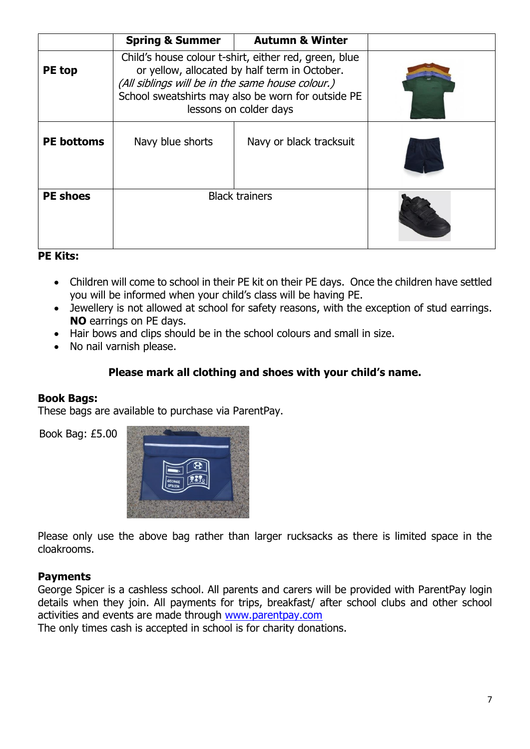|  | Spring & Summer | Autumn & Winter |  |
|---|---|---|---|
| **PE top** | Child's house colour t-shirt, either red, green, blue or yellow, allocated by half term in October. *(All siblings will be in the same house colour.)* School sweatshirts may also be worn for outside PE lessons on colder days | |  |
| **PE bottoms** | Navy blue shorts | Navy or black tracksuit |  |
| **PE shoes** | Black trainers | |  |

**PE Kits:**

- Children will come to school in their PE kit on their PE days. Once the children have settled you will be informed when your child's class will be having PE.
- Jewellery is not allowed at school for safety reasons, with the exception of stud earrings. **NO** earrings on PE days.
- Hair bows and clips should be in the school colours and small in size.
- No nail varnish please.

**Please mark all clothing and shoes with your child's name.**

**Book Bags:**
These bags are available to purchase via ParentPay.

Book Bag: £5.00

Please only use the above bag rather than larger rucksacks as there is limited space in the cloakrooms.

**Payments**
George Spicer is a cashless school. All parents and carers will be provided with ParentPay login details when they join. All payments for trips, breakfast/ after school clubs and other school activities and events are made through www.parentpay.com
The only times cash is accepted in school is for charity donations.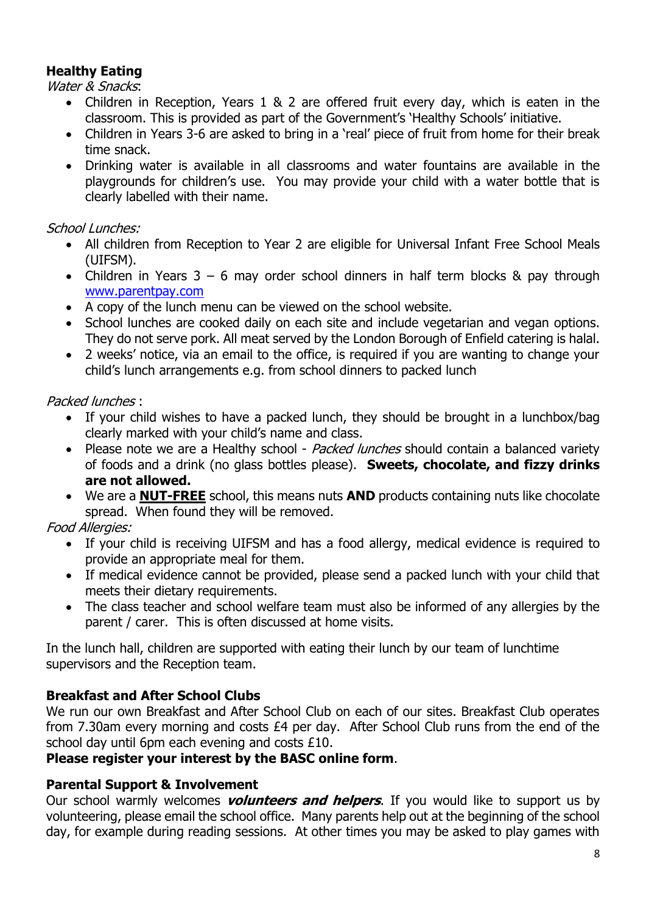## Healthy Eating

*Water & Snacks*:

- Children in Reception, Years 1 & 2 are offered fruit every day, which is eaten in the classroom. This is provided as part of the Government's 'Healthy Schools' initiative.
- Children in Years 3-6 are asked to bring in a 'real' piece of fruit from home for their break time snack.
- Drinking water is available in all classrooms and water fountains are available in the playgrounds for children's use. You may provide your child with a water bottle that is clearly labelled with their name.

*School Lunches:*

- All children from Reception to Year 2 are eligible for Universal Infant Free School Meals (UIFSM).
- Children in Years 3 – 6 may order school dinners in half term blocks & pay through [www.parentpay.com](http://www.parentpay.com)
- A copy of the lunch menu can be viewed on the school website.
- School lunches are cooked daily on each site and include vegetarian and vegan options. They do not serve pork. All meat served by the London Borough of Enfield catering is halal.
- 2 weeks' notice, via an email to the office, is required if you are wanting to change your child's lunch arrangements e.g. from school dinners to packed lunch

*Packed lunches* :

- If your child wishes to have a packed lunch, they should be brought in a lunchbox/bag clearly marked with your child's name and class.
- Please note we are a Healthy school - *Packed lunches* should contain a balanced variety of foods and a drink (no glass bottles please). **Sweets, chocolate, and fizzy drinks are not allowed.**
- We are a <u>**NUT-FREE**</u> school, this means nuts **AND** products containing nuts like chocolate spread. When found they will be removed.

*Food Allergies:*

- If your child is receiving UIFSM and has a food allergy, medical evidence is required to provide an appropriate meal for them.
- If medical evidence cannot be provided, please send a packed lunch with your child that meets their dietary requirements.
- The class teacher and school welfare team must also be informed of any allergies by the parent / carer. This is often discussed at home visits.

In the lunch hall, children are supported with eating their lunch by our team of lunchtime supervisors and the Reception team.

## Breakfast and After School Clubs

We run our own Breakfast and After School Club on each of our sites. Breakfast Club operates from 7.30am every morning and costs £4 per day. After School Club runs from the end of the school day until 6pm each evening and costs £10.

**Please register your interest by the BASC online form**.

## Parental Support & Involvement

Our school warmly welcomes ***volunteers and helpers***. If you would like to support us by volunteering, please email the school office. Many parents help out at the beginning of the school day, for example during reading sessions. At other times you may be asked to play games with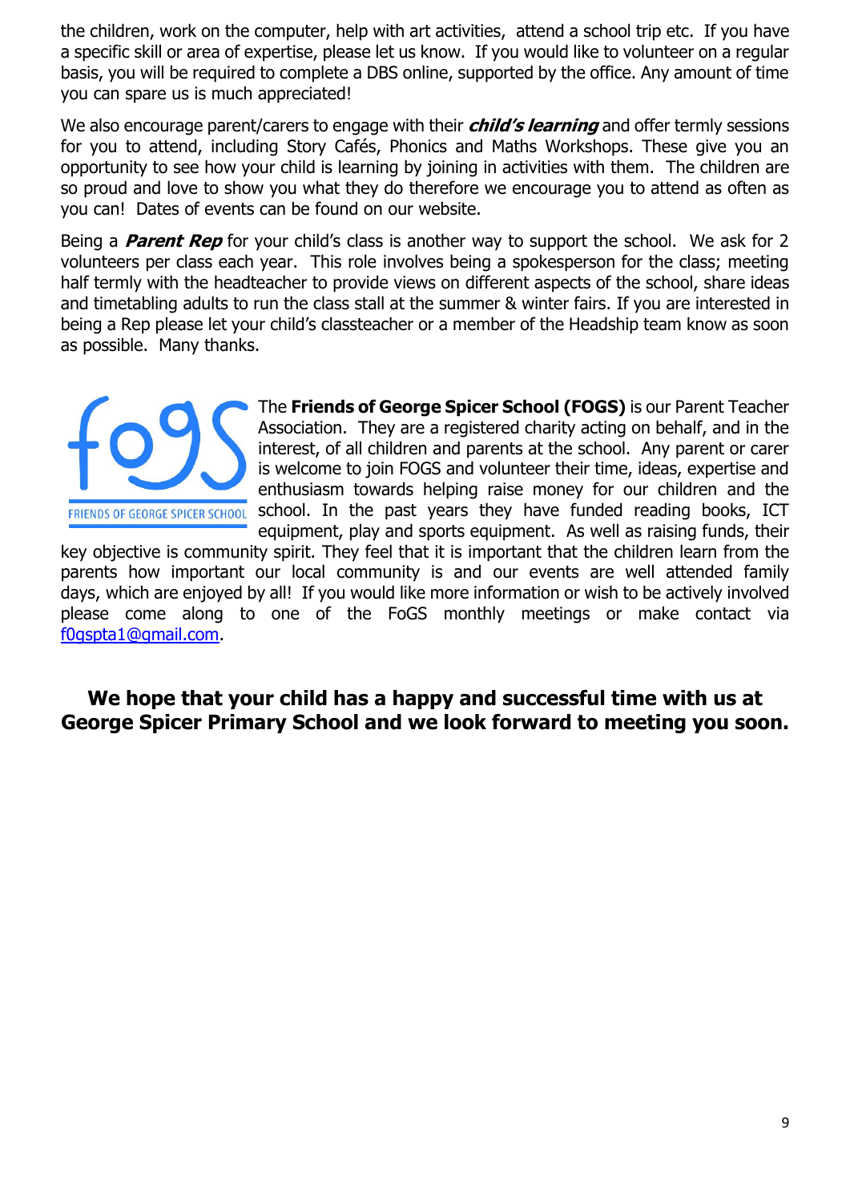the children, work on the computer, help with art activities, attend a school trip etc. If you have a specific skill or area of expertise, please let us know. If you would like to volunteer on a regular basis, you will be required to complete a DBS online, supported by the office. Any amount of time you can spare us is much appreciated!

We also encourage parent/carers to engage with their ***child's learning*** and offer termly sessions for you to attend, including Story Cafés, Phonics and Maths Workshops. These give you an opportunity to see how your child is learning by joining in activities with them. The children are so proud and love to show you what they do therefore we encourage you to attend as often as you can! Dates of events can be found on our website.

Being a ***Parent Rep*** for your child's class is another way to support the school. We ask for 2 volunteers per class each year. This role involves being a spokesperson for the class; meeting half termly with the headteacher to provide views on different aspects of the school, share ideas and timetabling adults to run the class stall at the summer & winter fairs. If you are interested in being a Rep please let your child's classteacher or a member of the Headship team know as soon as possible. Many thanks.

fogs
FRIENDS OF GEORGE SPICER SCHOOL

The **Friends of George Spicer School (FOGS)** is our Parent Teacher Association. They are a registered charity acting on behalf, and in the interest, of all children and parents at the school. Any parent or carer is welcome to join FOGS and volunteer their time, ideas, expertise and enthusiasm towards helping raise money for our children and the school. In the past years they have funded reading books, ICT equipment, play and sports equipment. As well as raising funds, their key objective is community spirit. They feel that it is important that the children learn from the parents how important our local community is and our events are well attended family days, which are enjoyed by all! If you would like more information or wish to be actively involved please come along to one of the FoGS monthly meetings or make contact via f0gspta1@gmail.com.

**We hope that your child has a happy and successful time with us at George Spicer Primary School and we look forward to meeting you soon.**